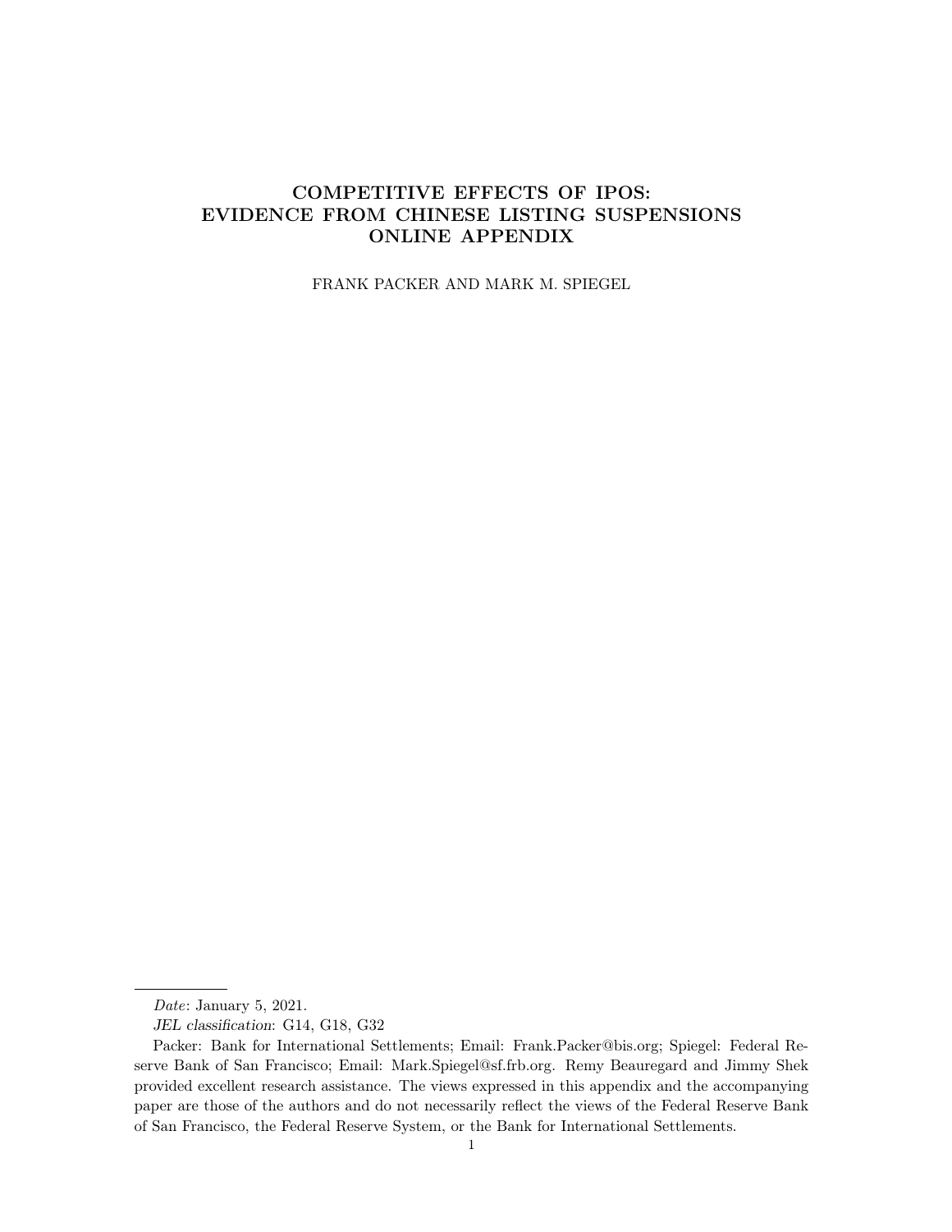# COMPETITIVE EFFECTS OF IPOS: EVIDENCE FROM CHINESE LISTING SUSPENSIONS ONLINE APPENDIX

FRANK PACKER AND MARK M. SPIEGEL

---

*Date*: January 5, 2021.

*JEL classification*: G14, G18, G32

Packer: Bank for International Settlements; Email: Frank.Packer@bis.org; Spiegel: Federal Reserve Bank of San Francisco; Email: Mark.Spiegel@sf.frb.org. Remy Beauregard and Jimmy Shek provided excellent research assistance. The views expressed in this appendix and the accompanying paper are those of the authors and do not necessarily reflect the views of the Federal Reserve Bank of San Francisco, the Federal Reserve System, or the Bank for International Settlements.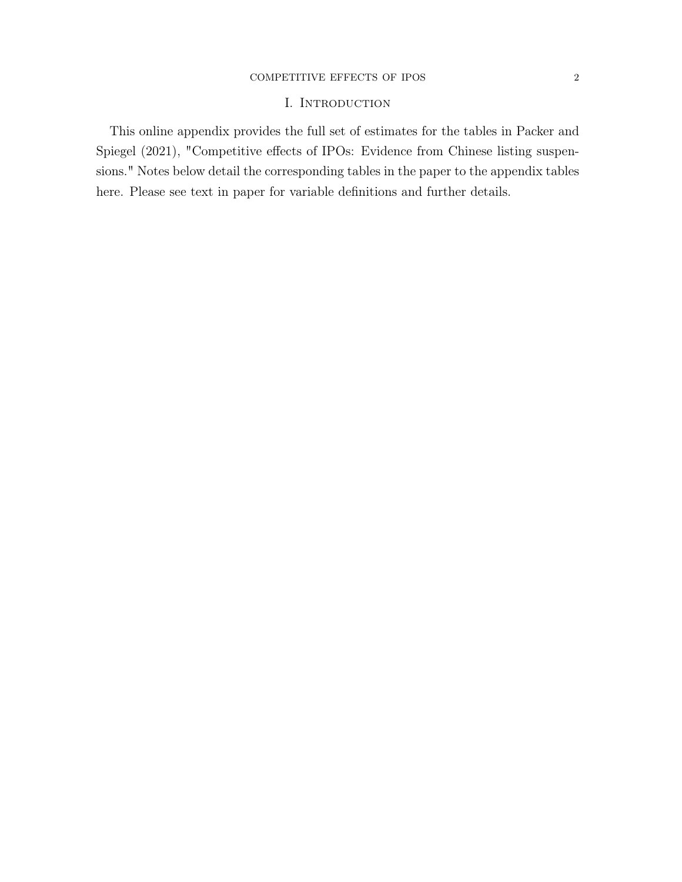# I. Introduction

This online appendix provides the full set of estimates for the tables in Packer and Spiegel (2021), "Competitive effects of IPOs: Evidence from Chinese listing suspensions." Notes below detail the corresponding tables in the paper to the appendix tables here. Please see text in paper for variable definitions and further details.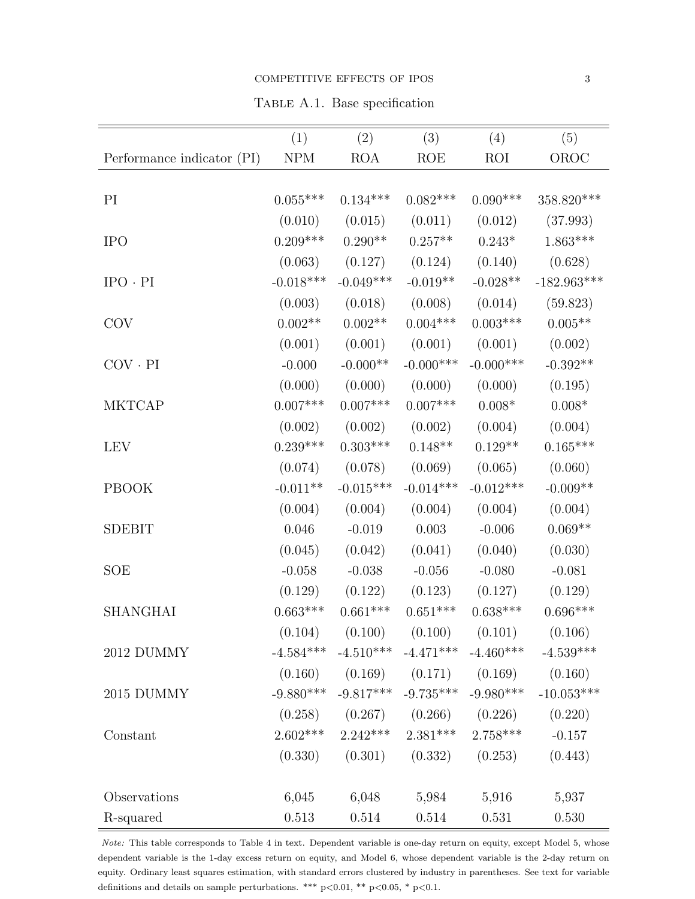Table A.1. Base specification

| | (1) | (2) | (3) | (4) | (5) |
|---|---|---|---|---|---|
| Performance indicator (PI) | NPM | ROA | ROE | ROI | OROC |
| PI | 0.055*** | 0.134*** | 0.082*** | 0.090*** | 358.820*** |
| | (0.010) | (0.015) | (0.011) | (0.012) | (37.993) |
| IPO | 0.209*** | 0.290** | 0.257** | 0.243* | 1.863*** |
| | (0.063) | (0.127) | (0.124) | (0.140) | (0.628) |
| IPO · PI | -0.018*** | -0.049*** | -0.019** | -0.028** | -182.963*** |
| | (0.003) | (0.018) | (0.008) | (0.014) | (59.823) |
| COV | 0.002** | 0.002** | 0.004*** | 0.003*** | 0.005** |
| | (0.001) | (0.001) | (0.001) | (0.001) | (0.002) |
| COV · PI | -0.000 | -0.000** | -0.000*** | -0.000*** | -0.392** |
| | (0.000) | (0.000) | (0.000) | (0.000) | (0.195) |
| MKTCAP | 0.007*** | 0.007*** | 0.007*** | 0.008* | 0.008* |
| | (0.002) | (0.002) | (0.002) | (0.004) | (0.004) |
| LEV | 0.239*** | 0.303*** | 0.148** | 0.129** | 0.165*** |
| | (0.074) | (0.078) | (0.069) | (0.065) | (0.060) |
| PBOOK | -0.011** | -0.015*** | -0.014*** | -0.012*** | -0.009** |
| | (0.004) | (0.004) | (0.004) | (0.004) | (0.004) |
| SDEBIT | 0.046 | -0.019 | 0.003 | -0.006 | 0.069** |
| | (0.045) | (0.042) | (0.041) | (0.040) | (0.030) |
| SOE | -0.058 | -0.038 | -0.056 | -0.080 | -0.081 |
| | (0.129) | (0.122) | (0.123) | (0.127) | (0.129) |
| SHANGHAI | 0.663*** | 0.661*** | 0.651*** | 0.638*** | 0.696*** |
| | (0.104) | (0.100) | (0.100) | (0.101) | (0.106) |
| 2012 DUMMY | -4.584*** | -4.510*** | -4.471*** | -4.460*** | -4.539*** |
| | (0.160) | (0.169) | (0.171) | (0.169) | (0.160) |
| 2015 DUMMY | -9.880*** | -9.817*** | -9.735*** | -9.980*** | -10.053*** |
| | (0.258) | (0.267) | (0.266) | (0.226) | (0.220) |
| Constant | 2.602*** | 2.242*** | 2.381*** | 2.758*** | -0.157 |
| | (0.330) | (0.301) | (0.332) | (0.253) | (0.443) |
| Observations | 6,045 | 6,048 | 5,984 | 5,916 | 5,937 |
| R-squared | 0.513 | 0.514 | 0.514 | 0.531 | 0.530 |

*Note:* This table corresponds to Table 4 in text. Dependent variable is one-day return on equity, except Model 5, whose dependent variable is the 1-day excess return on equity, and Model 6, whose dependent variable is the 2-day return on equity. Ordinary least squares estimation, with standard errors clustered by industry in parentheses. See text for variable definitions and details on sample perturbations. *** p<0.01, ** p<0.05, * p<0.1.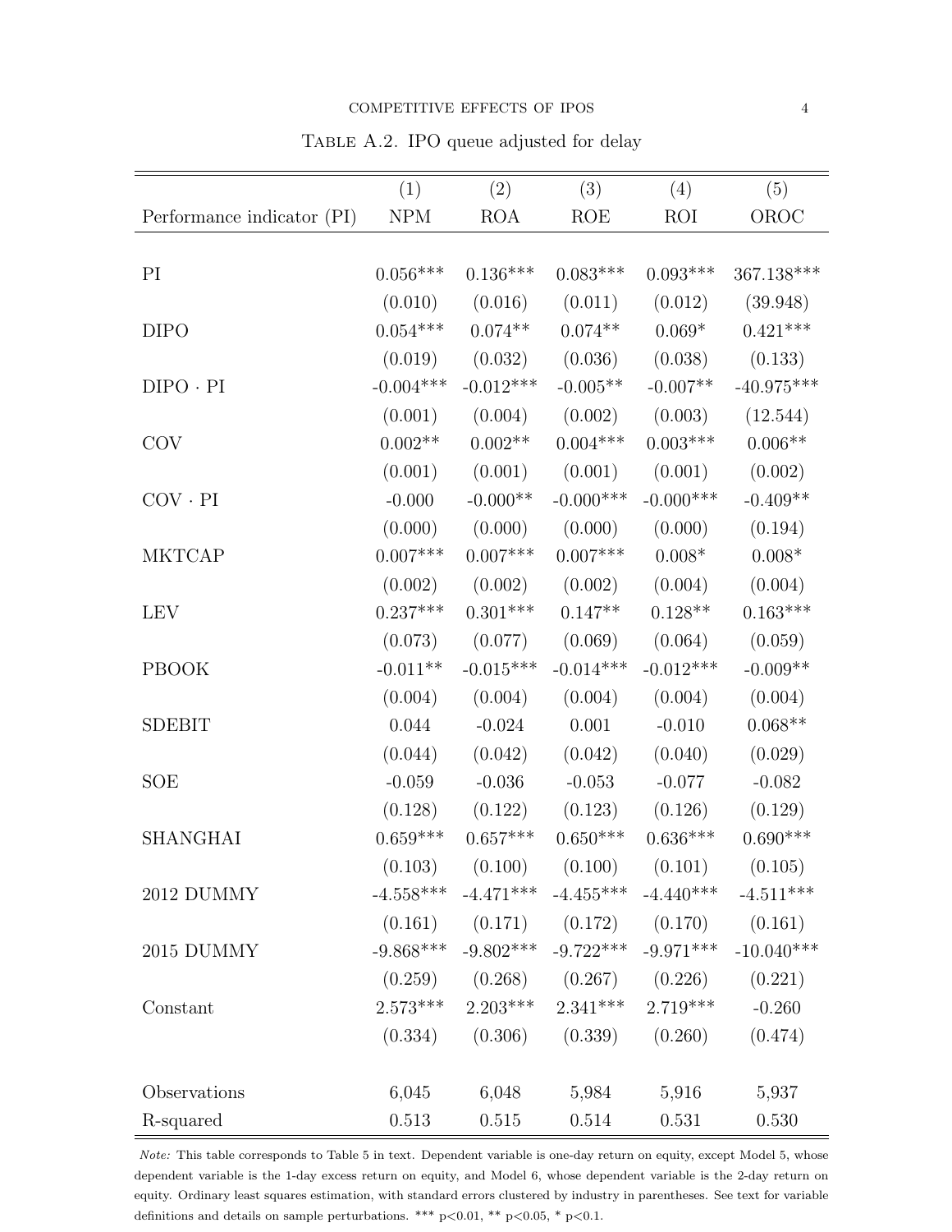Table A.2. IPO queue adjusted for delay

| | (1) | (2) | (3) | (4) | (5) |
|---|---|---|---|---|---|
| Performance indicator (PI) | NPM | ROA | ROE | ROI | OROC |
| PI | 0.056*** | 0.136*** | 0.083*** | 0.093*** | 367.138*** |
| | (0.010) | (0.016) | (0.011) | (0.012) | (39.948) |
| DIPO | 0.054*** | 0.074** | 0.074** | 0.069* | 0.421*** |
| | (0.019) | (0.032) | (0.036) | (0.038) | (0.133) |
| DIPO · PI | -0.004*** | -0.012*** | -0.005** | -0.007** | -40.975*** |
| | (0.001) | (0.004) | (0.002) | (0.003) | (12.544) |
| COV | 0.002** | 0.002** | 0.004*** | 0.003*** | 0.006** |
| | (0.001) | (0.001) | (0.001) | (0.001) | (0.002) |
| COV · PI | -0.000 | -0.000** | -0.000*** | -0.000*** | -0.409** |
| | (0.000) | (0.000) | (0.000) | (0.000) | (0.194) |
| MKTCAP | 0.007*** | 0.007*** | 0.007*** | 0.008* | 0.008* |
| | (0.002) | (0.002) | (0.002) | (0.004) | (0.004) |
| LEV | 0.237*** | 0.301*** | 0.147** | 0.128** | 0.163*** |
| | (0.073) | (0.077) | (0.069) | (0.064) | (0.059) |
| PBOOK | -0.011** | -0.015*** | -0.014*** | -0.012*** | -0.009** |
| | (0.004) | (0.004) | (0.004) | (0.004) | (0.004) |
| SDEBIT | 0.044 | -0.024 | 0.001 | -0.010 | 0.068** |
| | (0.044) | (0.042) | (0.042) | (0.040) | (0.029) |
| SOE | -0.059 | -0.036 | -0.053 | -0.077 | -0.082 |
| | (0.128) | (0.122) | (0.123) | (0.126) | (0.129) |
| SHANGHAI | 0.659*** | 0.657*** | 0.650*** | 0.636*** | 0.690*** |
| | (0.103) | (0.100) | (0.100) | (0.101) | (0.105) |
| 2012 DUMMY | -4.558*** | -4.471*** | -4.455*** | -4.440*** | -4.511*** |
| | (0.161) | (0.171) | (0.172) | (0.170) | (0.161) |
| 2015 DUMMY | -9.868*** | -9.802*** | -9.722*** | -9.971*** | -10.040*** |
| | (0.259) | (0.268) | (0.267) | (0.226) | (0.221) |
| Constant | 2.573*** | 2.203*** | 2.341*** | 2.719*** | -0.260 |
| | (0.334) | (0.306) | (0.339) | (0.260) | (0.474) |
| Observations | 6,045 | 6,048 | 5,984 | 5,916 | 5,937 |
| R-squared | 0.513 | 0.515 | 0.514 | 0.531 | 0.530 |

*Note:* This table corresponds to Table 5 in text. Dependent variable is one-day return on equity, except Model 5, whose dependent variable is the 1-day excess return on equity, and Model 6, whose dependent variable is the 2-day return on equity. Ordinary least squares estimation, with standard errors clustered by industry in parentheses. See text for variable definitions and details on sample perturbations. *** p<0.01, ** p<0.05, * p<0.1.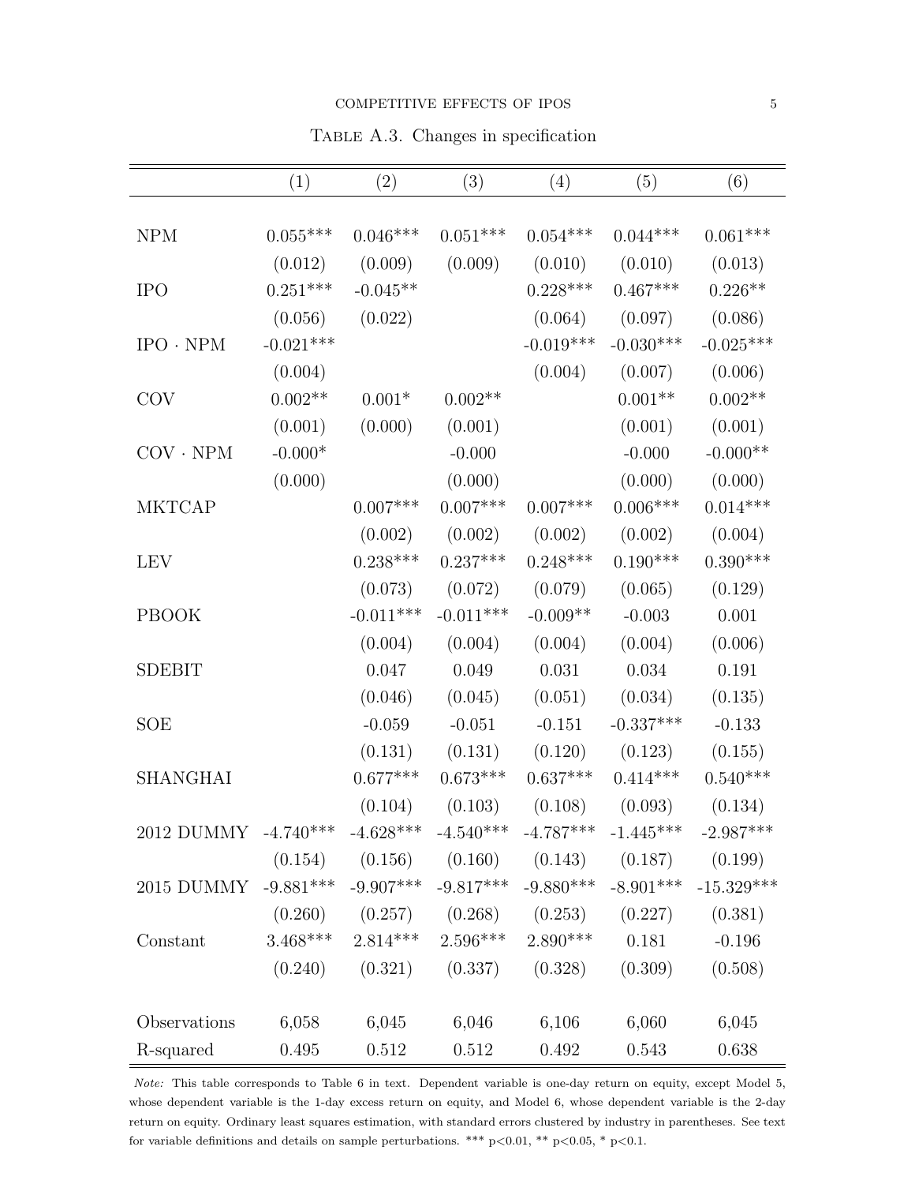Table A.3. Changes in specification

| | (1) | (2) | (3) | (4) | (5) | (6) |
|---|---|---|---|---|---|---|
| NPM | 0.055*** | 0.046*** | 0.051*** | 0.054*** | 0.044*** | 0.061*** |
| | (0.012) | (0.009) | (0.009) | (0.010) | (0.010) | (0.013) |
| IPO | 0.251*** | -0.045** | | 0.228*** | 0.467*** | 0.226** |
| | (0.056) | (0.022) | | (0.064) | (0.097) | (0.086) |
| IPO · NPM | -0.021*** | | | -0.019*** | -0.030*** | -0.025*** |
| | (0.004) | | | (0.004) | (0.007) | (0.006) |
| COV | 0.002** | 0.001* | 0.002** | | 0.001** | 0.002** |
| | (0.001) | (0.000) | (0.001) | | (0.001) | (0.001) |
| COV · NPM | -0.000* | | -0.000 | | -0.000 | -0.000** |
| | (0.000) | | (0.000) | | (0.000) | (0.000) |
| MKTCAP | | 0.007*** | 0.007*** | 0.007*** | 0.006*** | 0.014*** |
| | | (0.002) | (0.002) | (0.002) | (0.002) | (0.004) |
| LEV | | 0.238*** | 0.237*** | 0.248*** | 0.190*** | 0.390*** |
| | | (0.073) | (0.072) | (0.079) | (0.065) | (0.129) |
| PBOOK | | -0.011*** | -0.011*** | -0.009** | -0.003 | 0.001 |
| | | (0.004) | (0.004) | (0.004) | (0.004) | (0.006) |
| SDEBIT | | 0.047 | 0.049 | 0.031 | 0.034 | 0.191 |
| | | (0.046) | (0.045) | (0.051) | (0.034) | (0.135) |
| SOE | | -0.059 | -0.051 | -0.151 | -0.337*** | -0.133 |
| | | (0.131) | (0.131) | (0.120) | (0.123) | (0.155) |
| SHANGHAI | | 0.677*** | 0.673*** | 0.637*** | 0.414*** | 0.540*** |
| | | (0.104) | (0.103) | (0.108) | (0.093) | (0.134) |
| 2012 DUMMY | -4.740*** | -4.628*** | -4.540*** | -4.787*** | -1.445*** | -2.987*** |
| | (0.154) | (0.156) | (0.160) | (0.143) | (0.187) | (0.199) |
| 2015 DUMMY | -9.881*** | -9.907*** | -9.817*** | -9.880*** | -8.901*** | -15.329*** |
| | (0.260) | (0.257) | (0.268) | (0.253) | (0.227) | (0.381) |
| Constant | 3.468*** | 2.814*** | 2.596*** | 2.890*** | 0.181 | -0.196 |
| | (0.240) | (0.321) | (0.337) | (0.328) | (0.309) | (0.508) |
| Observations | 6,058 | 6,045 | 6,046 | 6,106 | 6,060 | 6,045 |
| R-squared | 0.495 | 0.512 | 0.512 | 0.492 | 0.543 | 0.638 |

*Note:* This table corresponds to Table 6 in text. Dependent variable is one-day return on equity, except Model 5, whose dependent variable is the 1-day excess return on equity, and Model 6, whose dependent variable is the 2-day return on equity. Ordinary least squares estimation, with standard errors clustered by industry in parentheses. See text for variable definitions and details on sample perturbations. *** $p<0.01$, ** $p<0.05$, * $p<0.1$.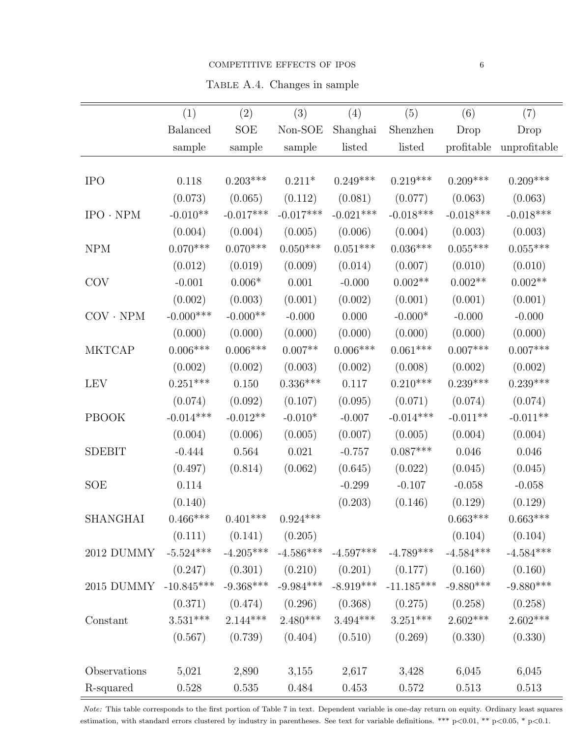Table A.4. Changes in sample

| | (1) Balanced sample | (2) SOE sample | (3) Non-SOE sample | (4) Shanghai listed | (5) Shenzhen listed | (6) Drop profitable | (7) Drop unprofitable |
|---|---|---|---|---|---|---|---|
| IPO | 0.118 | 0.203*** | 0.211* | 0.249*** | 0.219*** | 0.209*** | 0.209*** |
| | (0.073) | (0.065) | (0.112) | (0.081) | (0.077) | (0.063) | (0.063) |
| IPO · NPM | -0.010** | -0.017*** | -0.017*** | -0.021*** | -0.018*** | -0.018*** | -0.018*** |
| | (0.004) | (0.004) | (0.005) | (0.006) | (0.004) | (0.003) | (0.003) |
| NPM | 0.070*** | 0.070*** | 0.050*** | 0.051*** | 0.036*** | 0.055*** | 0.055*** |
| | (0.012) | (0.019) | (0.009) | (0.014) | (0.007) | (0.010) | (0.010) |
| COV | -0.001 | 0.006* | 0.001 | -0.000 | 0.002** | 0.002** | 0.002** |
| | (0.002) | (0.003) | (0.001) | (0.002) | (0.001) | (0.001) | (0.001) |
| COV · NPM | -0.000*** | -0.000** | -0.000 | 0.000 | -0.000* | -0.000 | -0.000 |
| | (0.000) | (0.000) | (0.000) | (0.000) | (0.000) | (0.000) | (0.000) |
| MKTCAP | 0.006*** | 0.006*** | 0.007** | 0.006*** | 0.061*** | 0.007*** | 0.007*** |
| | (0.002) | (0.002) | (0.003) | (0.002) | (0.008) | (0.002) | (0.002) |
| LEV | 0.251*** | 0.150 | 0.336*** | 0.117 | 0.210*** | 0.239*** | 0.239*** |
| | (0.074) | (0.092) | (0.107) | (0.095) | (0.071) | (0.074) | (0.074) |
| PBOOK | -0.014*** | -0.012** | -0.010* | -0.007 | -0.014*** | -0.011** | -0.011** |
| | (0.004) | (0.006) | (0.005) | (0.007) | (0.005) | (0.004) | (0.004) |
| SDEBIT | -0.444 | 0.564 | 0.021 | -0.757 | 0.087*** | 0.046 | 0.046 |
| | (0.497) | (0.814) | (0.062) | (0.645) | (0.022) | (0.045) | (0.045) |
| SOE | 0.114 | | | -0.299 | -0.107 | -0.058 | -0.058 |
| | (0.140) | | | (0.203) | (0.146) | (0.129) | (0.129) |
| SHANGHAI | 0.466*** | 0.401*** | 0.924*** | | | 0.663*** | 0.663*** |
| | (0.111) | (0.141) | (0.205) | | | (0.104) | (0.104) |
| 2012 DUMMY | -5.524*** | -4.205*** | -4.586*** | -4.597*** | -4.789*** | -4.584*** | -4.584*** |
| | (0.247) | (0.301) | (0.210) | (0.201) | (0.177) | (0.160) | (0.160) |
| 2015 DUMMY | -10.845*** | -9.368*** | -9.984*** | -8.919*** | -11.185*** | -9.880*** | -9.880*** |
| | (0.371) | (0.474) | (0.296) | (0.368) | (0.275) | (0.258) | (0.258) |
| Constant | 3.531*** | 2.144*** | 2.480*** | 3.494*** | 3.251*** | 2.602*** | 2.602*** |
| | (0.567) | (0.739) | (0.404) | (0.510) | (0.269) | (0.330) | (0.330) |
| Observations | 5,021 | 2,890 | 3,155 | 2,617 | 3,428 | 6,045 | 6,045 |
| R-squared | 0.528 | 0.535 | 0.484 | 0.453 | 0.572 | 0.513 | 0.513 |

*Note:* This table corresponds to the first portion of Table 7 in text. Dependent variable is one-day return on equity. Ordinary least squares estimation, with standard errors clustered by industry in parentheses. See text for variable definitions. *** p<0.01, ** p<0.05, * p<0.1.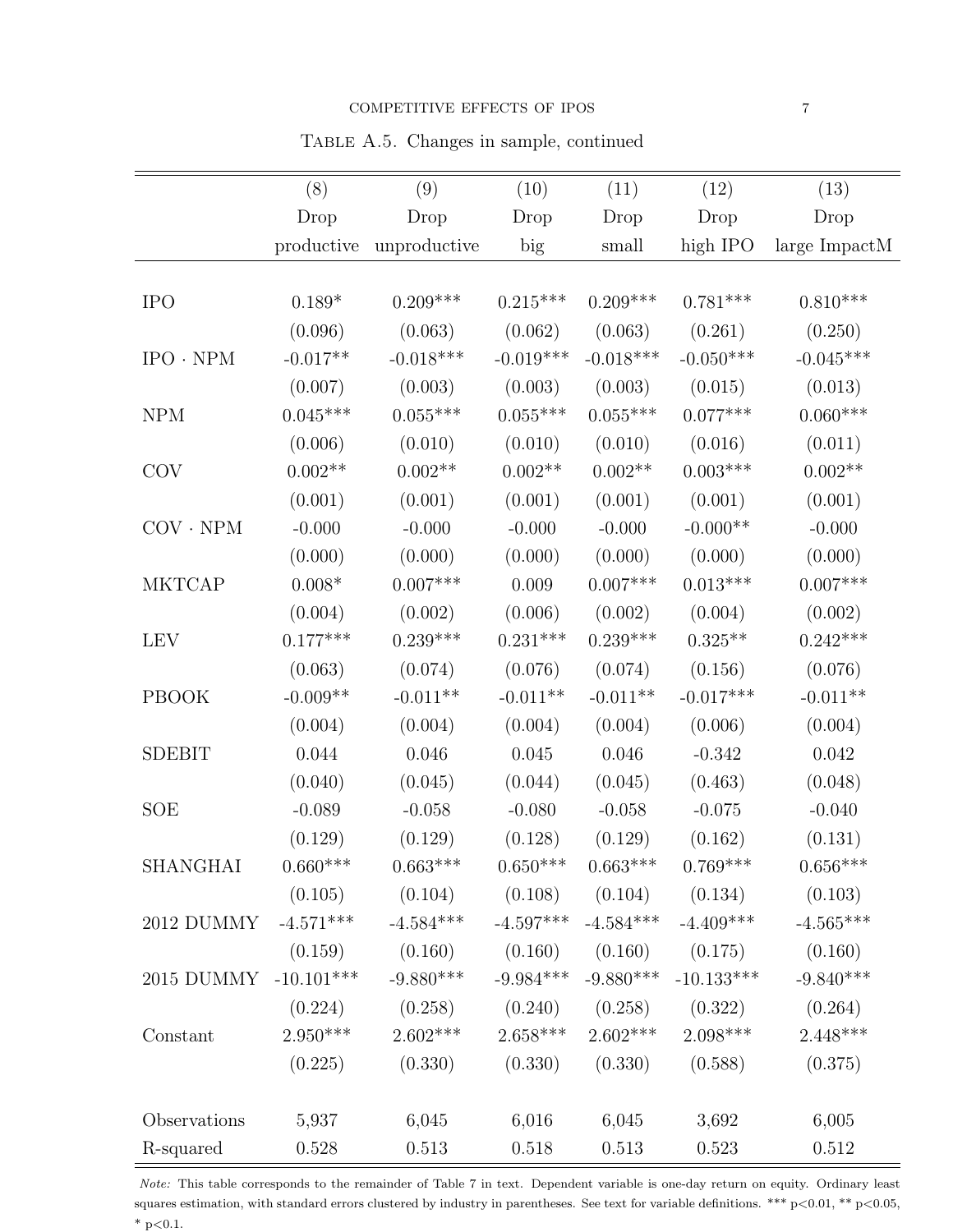TABLE A.5. Changes in sample, continued

| | (8) | (9) | (10) | (11) | (12) | (13) |
|---|---|---|---|---|---|---|
| | Drop | Drop | Drop | Drop | Drop | Drop |
| | productive | unproductive | big | small | high IPO | large ImpactM |
| IPO | 0.189* | 0.209*** | 0.215*** | 0.209*** | 0.781*** | 0.810*** |
| | (0.096) | (0.063) | (0.062) | (0.063) | (0.261) | (0.250) |
| IPO · NPM | -0.017** | -0.018*** | -0.019*** | -0.018*** | -0.050*** | -0.045*** |
| | (0.007) | (0.003) | (0.003) | (0.003) | (0.015) | (0.013) |
| NPM | 0.045*** | 0.055*** | 0.055*** | 0.055*** | 0.077*** | 0.060*** |
| | (0.006) | (0.010) | (0.010) | (0.010) | (0.016) | (0.011) |
| COV | 0.002** | 0.002** | 0.002** | 0.002** | 0.003*** | 0.002** |
| | (0.001) | (0.001) | (0.001) | (0.001) | (0.001) | (0.001) |
| COV · NPM | -0.000 | -0.000 | -0.000 | -0.000 | -0.000** | -0.000 |
| | (0.000) | (0.000) | (0.000) | (0.000) | (0.000) | (0.000) |
| MKTCAP | 0.008* | 0.007*** | 0.009 | 0.007*** | 0.013*** | 0.007*** |
| | (0.004) | (0.002) | (0.006) | (0.002) | (0.004) | (0.002) |
| LEV | 0.177*** | 0.239*** | 0.231*** | 0.239*** | 0.325** | 0.242*** |
| | (0.063) | (0.074) | (0.076) | (0.074) | (0.156) | (0.076) |
| PBOOK | -0.009** | -0.011** | -0.011** | -0.011** | -0.017*** | -0.011** |
| | (0.004) | (0.004) | (0.004) | (0.004) | (0.006) | (0.004) |
| SDEBIT | 0.044 | 0.046 | 0.045 | 0.046 | -0.342 | 0.042 |
| | (0.040) | (0.045) | (0.044) | (0.045) | (0.463) | (0.048) |
| SOE | -0.089 | -0.058 | -0.080 | -0.058 | -0.075 | -0.040 |
| | (0.129) | (0.129) | (0.128) | (0.129) | (0.162) | (0.131) |
| SHANGHAI | 0.660*** | 0.663*** | 0.650*** | 0.663*** | 0.769*** | 0.656*** |
| | (0.105) | (0.104) | (0.108) | (0.104) | (0.134) | (0.103) |
| 2012 DUMMY | -4.571*** | -4.584*** | -4.597*** | -4.584*** | -4.409*** | -4.565*** |
| | (0.159) | (0.160) | (0.160) | (0.160) | (0.175) | (0.160) |
| 2015 DUMMY | -10.101*** | -9.880*** | -9.984*** | -9.880*** | -10.133*** | -9.840*** |
| | (0.224) | (0.258) | (0.240) | (0.258) | (0.322) | (0.264) |
| Constant | 2.950*** | 2.602*** | 2.658*** | 2.602*** | 2.098*** | 2.448*** |
| | (0.225) | (0.330) | (0.330) | (0.330) | (0.588) | (0.375) |
| Observations | 5,937 | 6,045 | 6,016 | 6,045 | 3,692 | 6,005 |
| R-squared | 0.528 | 0.513 | 0.518 | 0.513 | 0.523 | 0.512 |

*Note:* This table corresponds to the remainder of Table 7 in text. Dependent variable is one-day return on equity. Ordinary least squares estimation, with standard errors clustered by industry in parentheses. See text for variable definitions. *** p<0.01, ** p<0.05, * p<0.1.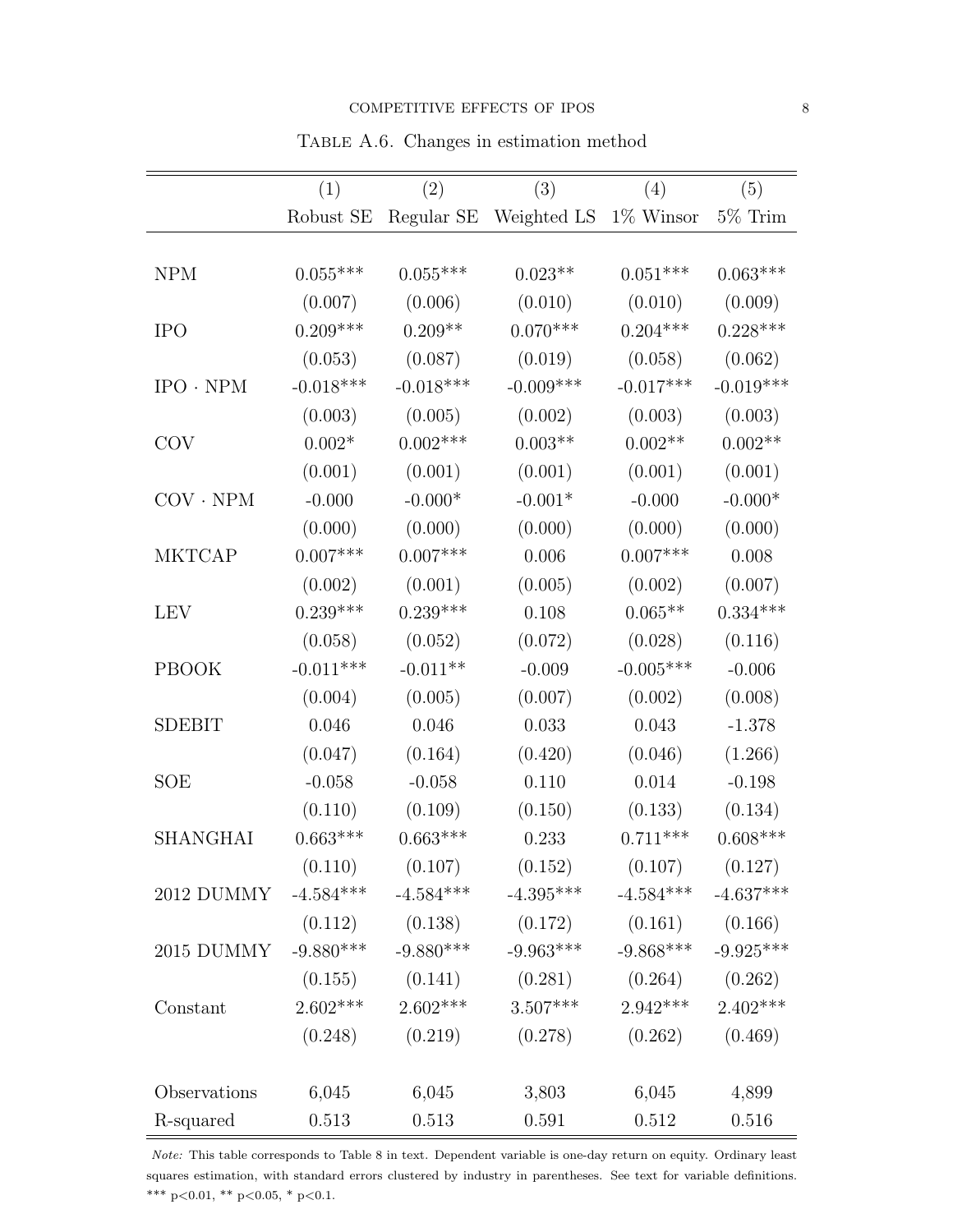Table A.6. Changes in estimation method

| | (1) | (2) | (3) | (4) | (5) |
|---|---|---|---|---|---|
| | Robust SE | Regular SE | Weighted LS | 1% Winsor | 5% Trim |
| NPM | 0.055*** | 0.055*** | 0.023** | 0.051*** | 0.063*** |
| | (0.007) | (0.006) | (0.010) | (0.010) | (0.009) |
| IPO | 0.209*** | 0.209** | 0.070*** | 0.204*** | 0.228*** |
| | (0.053) | (0.087) | (0.019) | (0.058) | (0.062) |
| IPO · NPM | -0.018*** | -0.018*** | -0.009*** | -0.017*** | -0.019*** |
| | (0.003) | (0.005) | (0.002) | (0.003) | (0.003) |
| COV | 0.002* | 0.002*** | 0.003** | 0.002** | 0.002** |
| | (0.001) | (0.001) | (0.001) | (0.001) | (0.001) |
| COV · NPM | -0.000 | -0.000* | -0.001* | -0.000 | -0.000* |
| | (0.000) | (0.000) | (0.000) | (0.000) | (0.000) |
| MKTCAP | 0.007*** | 0.007*** | 0.006 | 0.007*** | 0.008 |
| | (0.002) | (0.001) | (0.005) | (0.002) | (0.007) |
| LEV | 0.239*** | 0.239*** | 0.108 | 0.065** | 0.334*** |
| | (0.058) | (0.052) | (0.072) | (0.028) | (0.116) |
| PBOOK | -0.011*** | -0.011** | -0.009 | -0.005*** | -0.006 |
| | (0.004) | (0.005) | (0.007) | (0.002) | (0.008) |
| SDEBIT | 0.046 | 0.046 | 0.033 | 0.043 | -1.378 |
| | (0.047) | (0.164) | (0.420) | (0.046) | (1.266) |
| SOE | -0.058 | -0.058 | 0.110 | 0.014 | -0.198 |
| | (0.110) | (0.109) | (0.150) | (0.133) | (0.134) |
| SHANGHAI | 0.663*** | 0.663*** | 0.233 | 0.711*** | 0.608*** |
| | (0.110) | (0.107) | (0.152) | (0.107) | (0.127) |
| 2012 DUMMY | -4.584*** | -4.584*** | -4.395*** | -4.584*** | -4.637*** |
| | (0.112) | (0.138) | (0.172) | (0.161) | (0.166) |
| 2015 DUMMY | -9.880*** | -9.880*** | -9.963*** | -9.868*** | -9.925*** |
| | (0.155) | (0.141) | (0.281) | (0.264) | (0.262) |
| Constant | 2.602*** | 2.602*** | 3.507*** | 2.942*** | 2.402*** |
| | (0.248) | (0.219) | (0.278) | (0.262) | (0.469) |
| Observations | 6,045 | 6,045 | 3,803 | 6,045 | 4,899 |
| R-squared | 0.513 | 0.513 | 0.591 | 0.512 | 0.516 |

*Note:* This table corresponds to Table 8 in text. Dependent variable is one-day return on equity. Ordinary least squares estimation, with standard errors clustered by industry in parentheses. See text for variable definitions. *** p<0.01, ** p<0.05, * p<0.1.